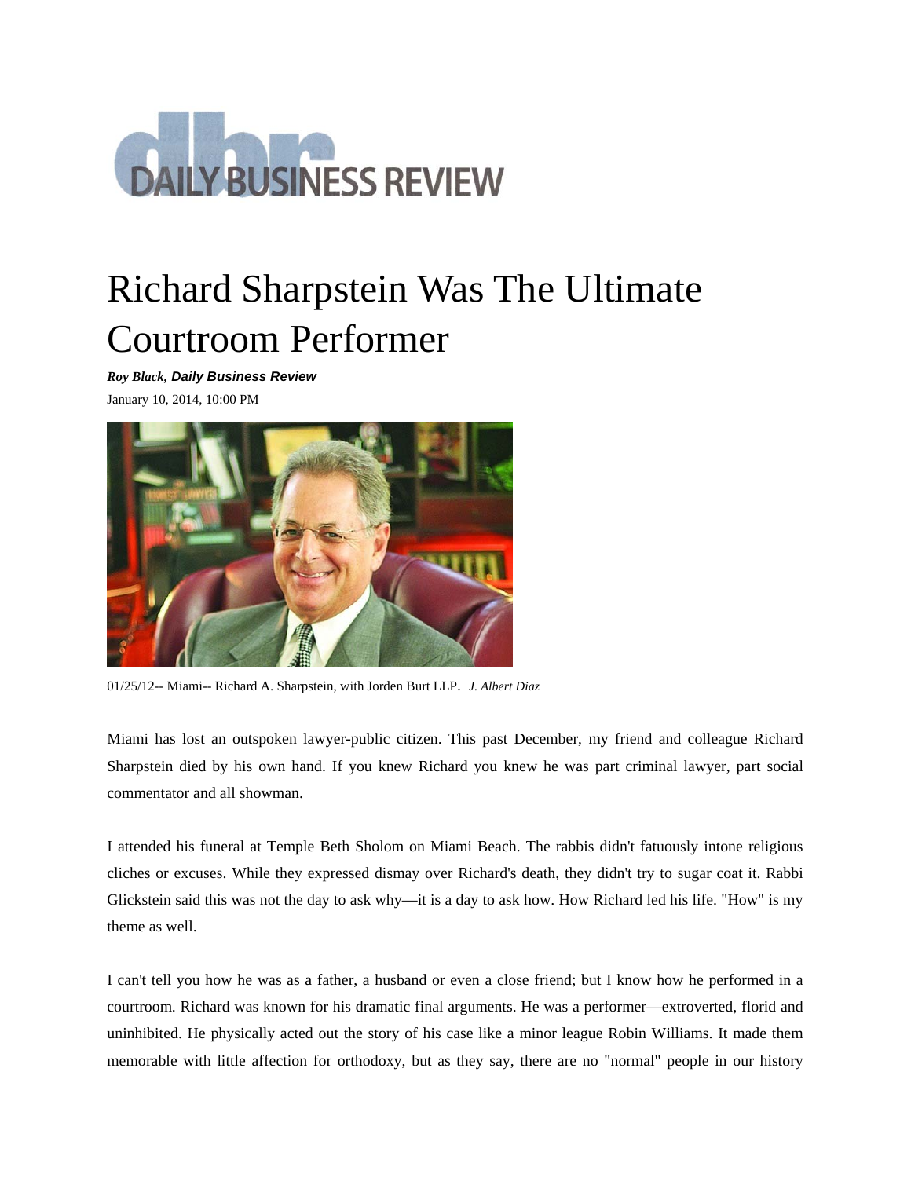# Richard Sharpstein Was The Ultimate Courtroom Performer

***Roy Black, Daily Business Review***

January 10, 2014, 10:00 PM

01/25/12-- Miami-- Richard A. Sharpstein, with Jorden Burt LLP. *J. Albert Diaz*

Miami has lost an outspoken lawyer-public citizen. This past December, my friend and colleague Richard Sharpstein died by his own hand. If you knew Richard you knew he was part criminal lawyer, part social commentator and all showman.

I attended his funeral at Temple Beth Sholom on Miami Beach. The rabbis didn't fatuously intone religious cliches or excuses. While they expressed dismay over Richard's death, they didn't try to sugar coat it. Rabbi Glickstein said this was not the day to ask why—it is a day to ask how. How Richard led his life. "How" is my theme as well.

I can't tell you how he was as a father, a husband or even a close friend; but I know how he performed in a courtroom. Richard was known for his dramatic final arguments. He was a performer—extroverted, florid and uninhibited. He physically acted out the story of his case like a minor league Robin Williams. It made them memorable with little affection for orthodoxy, but as they say, there are no "normal" people in our history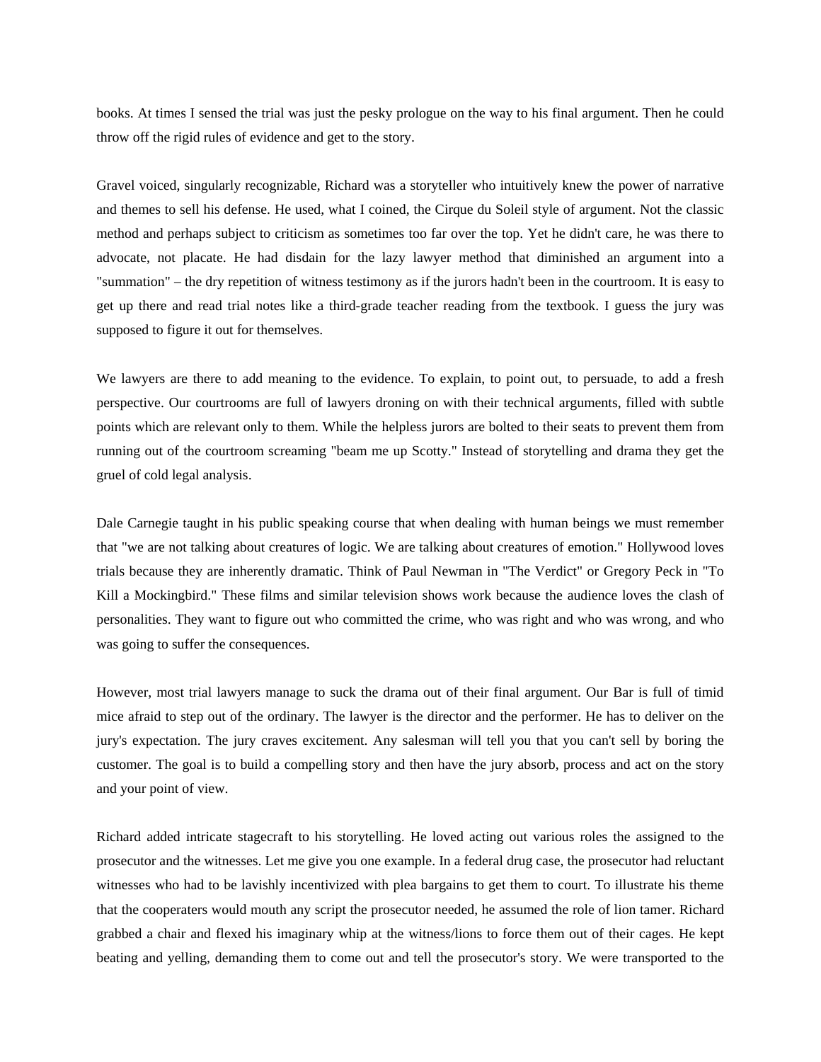books. At times I sensed the trial was just the pesky prologue on the way to his final argument. Then he could throw off the rigid rules of evidence and get to the story.

Gravel voiced, singularly recognizable, Richard was a storyteller who intuitively knew the power of narrative and themes to sell his defense. He used, what I coined, the Cirque du Soleil style of argument. Not the classic method and perhaps subject to criticism as sometimes too far over the top. Yet he didn't care, he was there to advocate, not placate. He had disdain for the lazy lawyer method that diminished an argument into a "summation" – the dry repetition of witness testimony as if the jurors hadn't been in the courtroom. It is easy to get up there and read trial notes like a third-grade teacher reading from the textbook. I guess the jury was supposed to figure it out for themselves.

We lawyers are there to add meaning to the evidence. To explain, to point out, to persuade, to add a fresh perspective. Our courtrooms are full of lawyers droning on with their technical arguments, filled with subtle points which are relevant only to them. While the helpless jurors are bolted to their seats to prevent them from running out of the courtroom screaming "beam me up Scotty." Instead of storytelling and drama they get the gruel of cold legal analysis.

Dale Carnegie taught in his public speaking course that when dealing with human beings we must remember that "we are not talking about creatures of logic. We are talking about creatures of emotion." Hollywood loves trials because they are inherently dramatic. Think of Paul Newman in "The Verdict" or Gregory Peck in "To Kill a Mockingbird." These films and similar television shows work because the audience loves the clash of personalities. They want to figure out who committed the crime, who was right and who was wrong, and who was going to suffer the consequences.

However, most trial lawyers manage to suck the drama out of their final argument. Our Bar is full of timid mice afraid to step out of the ordinary. The lawyer is the director and the performer. He has to deliver on the jury's expectation. The jury craves excitement. Any salesman will tell you that you can't sell by boring the customer. The goal is to build a compelling story and then have the jury absorb, process and act on the story and your point of view.

Richard added intricate stagecraft to his storytelling. He loved acting out various roles the assigned to the prosecutor and the witnesses. Let me give you one example. In a federal drug case, the prosecutor had reluctant witnesses who had to be lavishly incentivized with plea bargains to get them to court. To illustrate his theme that the cooperaters would mouth any script the prosecutor needed, he assumed the role of lion tamer. Richard grabbed a chair and flexed his imaginary whip at the witness/lions to force them out of their cages. He kept beating and yelling, demanding them to come out and tell the prosecutor's story. We were transported to the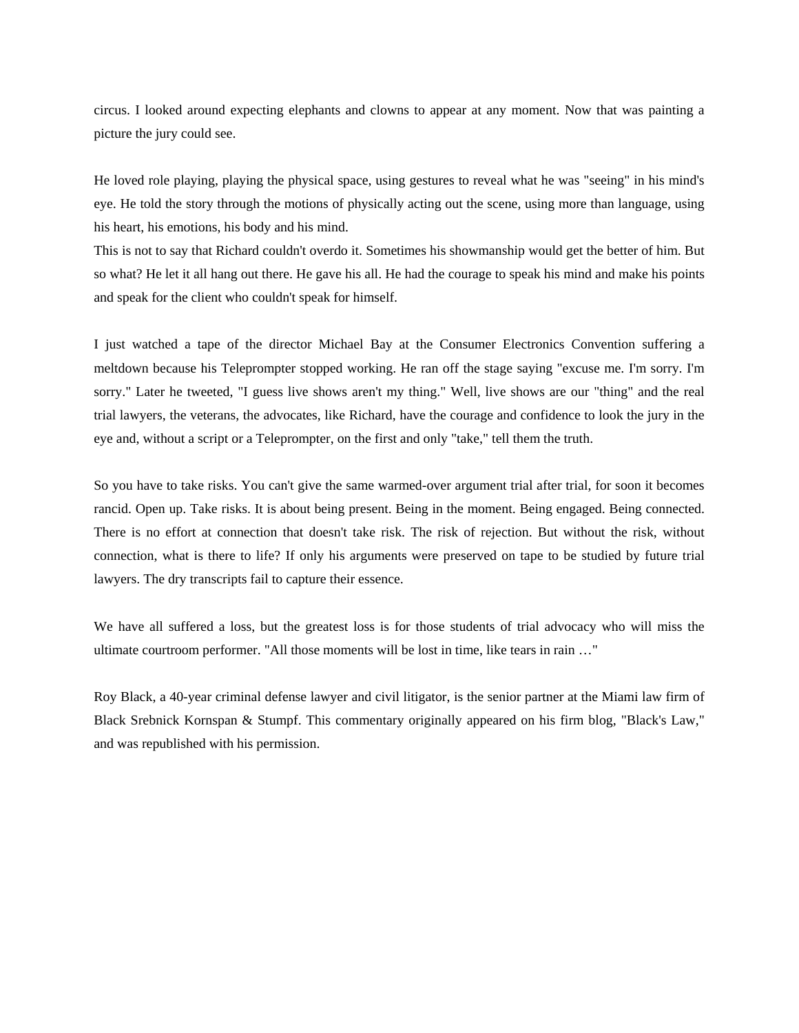circus. I looked around expecting elephants and clowns to appear at any moment. Now that was painting a picture the jury could see.

He loved role playing, playing the physical space, using gestures to reveal what he was "seeing" in his mind's eye. He told the story through the motions of physically acting out the scene, using more than language, using his heart, his emotions, his body and his mind.

This is not to say that Richard couldn't overdo it. Sometimes his showmanship would get the better of him. But so what? He let it all hang out there. He gave his all. He had the courage to speak his mind and make his points and speak for the client who couldn't speak for himself.

I just watched a tape of the director Michael Bay at the Consumer Electronics Convention suffering a meltdown because his Teleprompter stopped working. He ran off the stage saying "excuse me. I'm sorry. I'm sorry." Later he tweeted, "I guess live shows aren't my thing." Well, live shows are our "thing" and the real trial lawyers, the veterans, the advocates, like Richard, have the courage and confidence to look the jury in the eye and, without a script or a Teleprompter, on the first and only "take," tell them the truth.

So you have to take risks. You can't give the same warmed-over argument trial after trial, for soon it becomes rancid. Open up. Take risks. It is about being present. Being in the moment. Being engaged. Being connected. There is no effort at connection that doesn't take risk. The risk of rejection. But without the risk, without connection, what is there to life? If only his arguments were preserved on tape to be studied by future trial lawyers. The dry transcripts fail to capture their essence.

We have all suffered a loss, but the greatest loss is for those students of trial advocacy who will miss the ultimate courtroom performer. "All those moments will be lost in time, like tears in rain …"

Roy Black, a 40-year criminal defense lawyer and civil litigator, is the senior partner at the Miami law firm of Black Srebnick Kornspan & Stumpf. This commentary originally appeared on his firm blog, "Black's Law," and was republished with his permission.